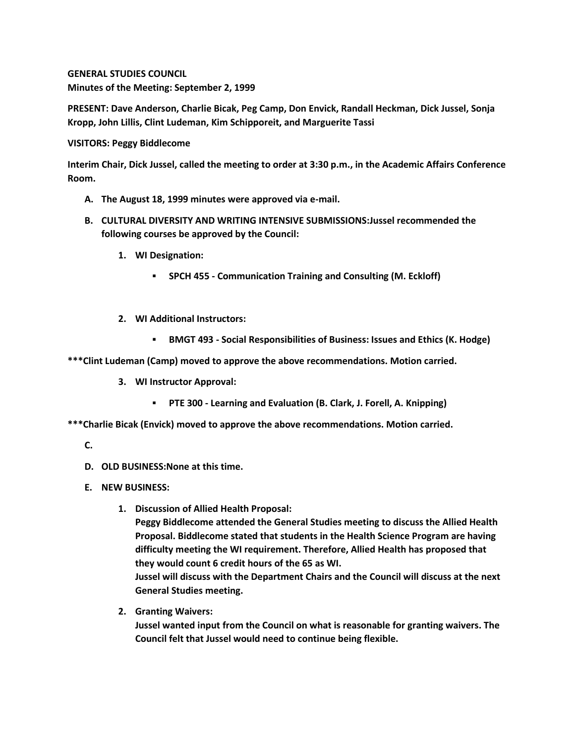**GENERAL STUDIES COUNCIL**
**Minutes of the Meeting: September 2, 1999**

**PRESENT: Dave Anderson, Charlie Bicak, Peg Camp, Don Envick, Randall Heckman, Dick Jussel, Sonja Kropp, John Lillis, Clint Ludeman, Kim Schipporeit, and Marguerite Tassi**

**VISITORS: Peggy Biddlecome**

**Interim Chair, Dick Jussel, called the meeting to order at 3:30 p.m., in the Academic Affairs Conference Room.**

A. **The August 18, 1999 minutes were approved via e-mail.**
B. **CULTURAL DIVERSITY AND WRITING INTENSIVE SUBMISSIONS:Jussel recommended the following courses be approved by the Council:**
   1. **WI Designation:**
      - **SPCH 455 - Communication Training and Consulting (M. Eckloff)**
   2. **WI Additional Instructors:**
      - **BMGT 493 - Social Responsibilities of Business: Issues and Ethics (K. Hodge)**

**\*\*\*Clint Ludeman (Camp) moved to approve the above recommendations. Motion carried.**

   3. **WI Instructor Approval:**
      - **PTE 300 - Learning and Evaluation (B. Clark, J. Forell, A. Knipping)**

**\*\*\*Charlie Bicak (Envick) moved to approve the above recommendations. Motion carried.**

C. 
D. **OLD BUSINESS:None at this time.**
E. **NEW BUSINESS:**
   1. **Discussion of Allied Health Proposal:**
      **Peggy Biddlecome attended the General Studies meeting to discuss the Allied Health Proposal. Biddlecome stated that students in the Health Science Program are having difficulty meeting the WI requirement. Therefore, Allied Health has proposed that they would count 6 credit hours of the 65 as WI.**
      **Jussel will discuss with the Department Chairs and the Council will discuss at the next General Studies meeting.**
   2. **Granting Waivers:**
      **Jussel wanted input from the Council on what is reasonable for granting waivers. The Council felt that Jussel would need to continue being flexible.**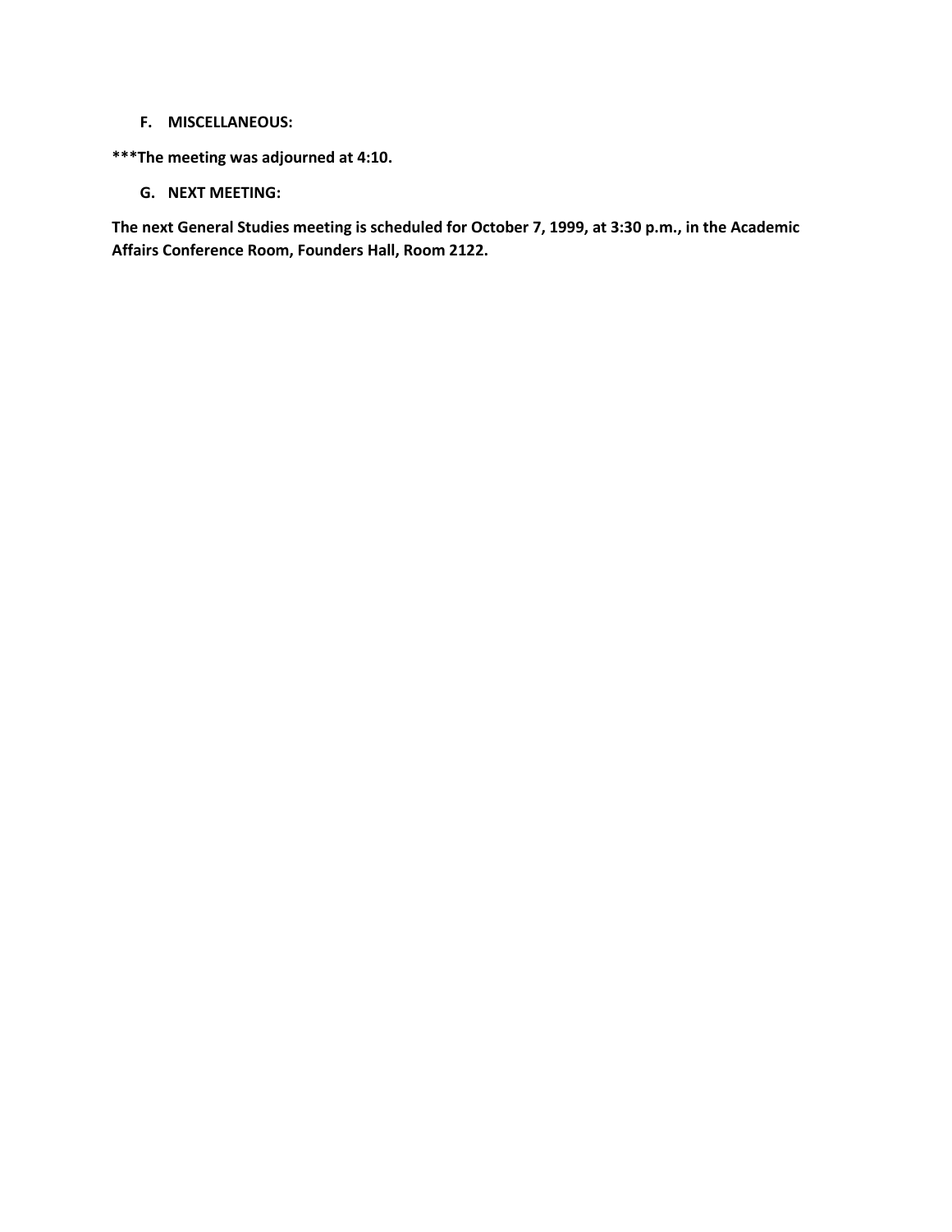**F. MISCELLANEOUS:**

**\*\*\*The meeting was adjourned at 4:10.**

**G. NEXT MEETING:**

**The next General Studies meeting is scheduled for October 7, 1999, at 3:30 p.m., in the Academic Affairs Conference Room, Founders Hall, Room 2122.**